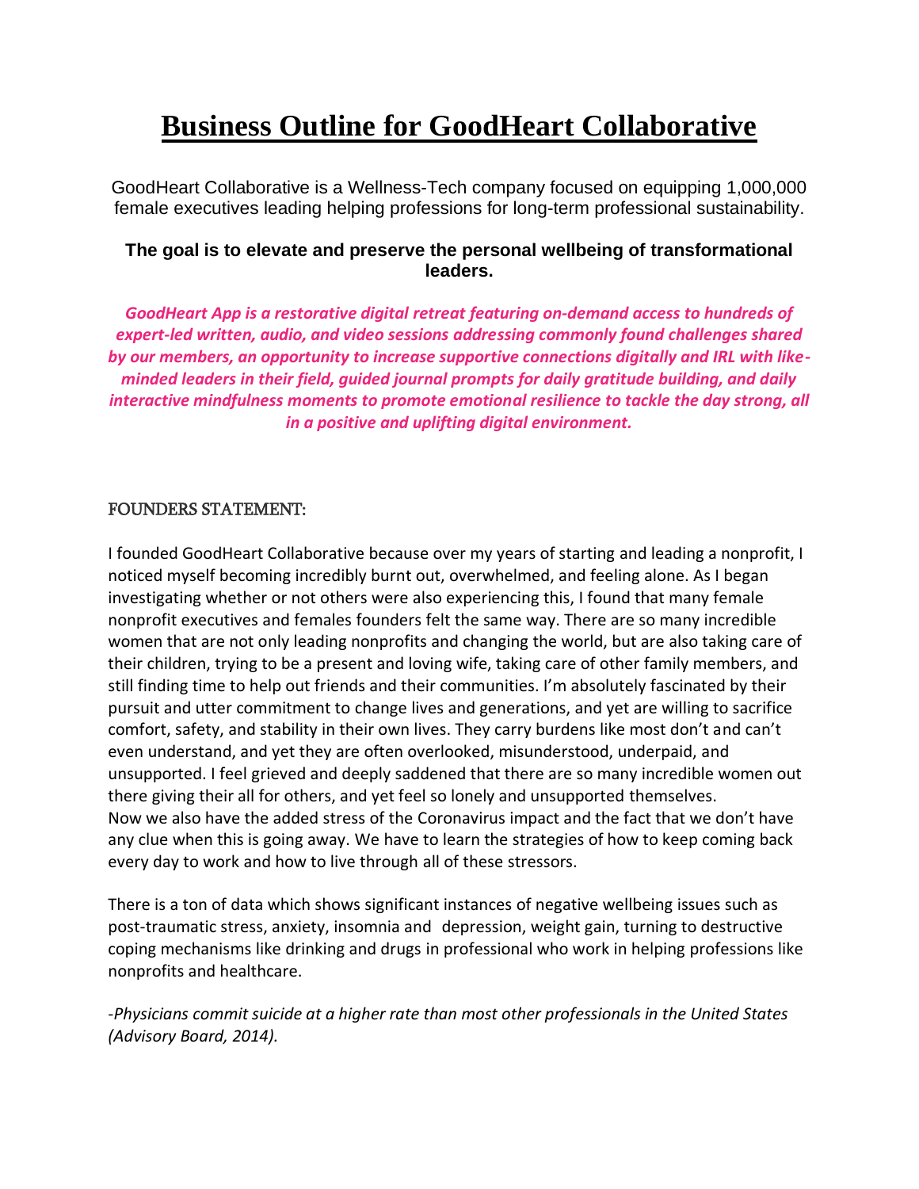# Business Outline for GoodHeart Collaborative

GoodHeart Collaborative is a Wellness-Tech company focused on equipping 1,000,000 female executives leading helping professions for long-term professional sustainability.

**The goal is to elevate and preserve the personal wellbeing of transformational leaders.**

***GoodHeart App is a restorative digital retreat featuring on-demand access to hundreds of expert-led written, audio, and video sessions addressing commonly found challenges shared by our members, an opportunity to increase supportive connections digitally and IRL with like-minded leaders in their field, guided journal prompts for daily gratitude building, and daily interactive mindfulness moments to promote emotional resilience to tackle the day strong, all in a positive and uplifting digital environment.***

## FOUNDERS STATEMENT:

I founded GoodHeart Collaborative because over my years of starting and leading a nonprofit, I noticed myself becoming incredibly burnt out, overwhelmed, and feeling alone. As I began investigating whether or not others were also experiencing this, I found that many female nonprofit executives and females founders felt the same way. There are so many incredible women that are not only leading nonprofits and changing the world, but are also taking care of their children, trying to be a present and loving wife, taking care of other family members, and still finding time to help out friends and their communities. I'm absolutely fascinated by their pursuit and utter commitment to change lives and generations, and yet are willing to sacrifice comfort, safety, and stability in their own lives. They carry burdens like most don't and can't even understand, and yet they are often overlooked, misunderstood, underpaid, and unsupported. I feel grieved and deeply saddened that there are so many incredible women out there giving their all for others, and yet feel so lonely and unsupported themselves.
Now we also have the added stress of the Coronavirus impact and the fact that we don't have any clue when this is going away. We have to learn the strategies of how to keep coming back every day to work and how to live through all of these stressors.

There is a ton of data which shows significant instances of negative wellbeing issues such as post-traumatic stress, anxiety, insomnia and depression, weight gain, turning to destructive coping mechanisms like drinking and drugs in professional who work in helping professions like nonprofits and healthcare.

*-Physicians commit suicide at a higher rate than most other professionals in the United States (Advisory Board, 2014).*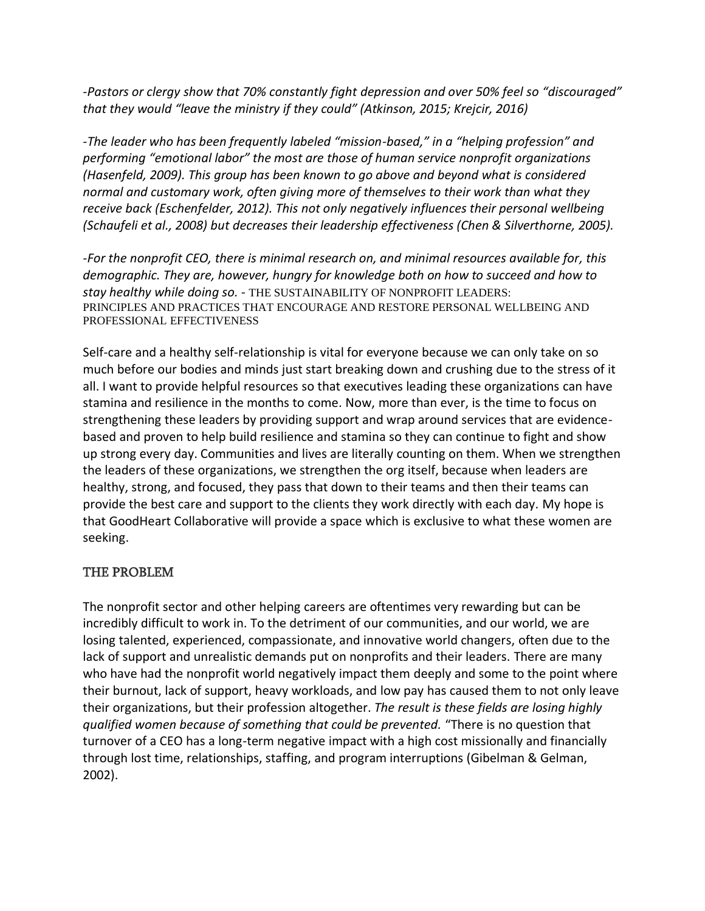*-Pastors or clergy show that 70% constantly fight depression and over 50% feel so "discouraged" that they would "leave the ministry if they could" (Atkinson, 2015; Krejcir, 2016)*

*-The leader who has been frequently labeled "mission-based," in a "helping profession" and performing "emotional labor" the most are those of human service nonprofit organizations (Hasenfeld, 2009). This group has been known to go above and beyond what is considered normal and customary work, often giving more of themselves to their work than what they receive back (Eschenfelder, 2012). This not only negatively influences their personal wellbeing (Schaufeli et al., 2008) but decreases their leadership effectiveness (Chen & Silverthorne, 2005).*

*-For the nonprofit CEO, there is minimal research on, and minimal resources available for, this demographic. They are, however, hungry for knowledge both on how to succeed and how to stay healthy while doing so.* - THE SUSTAINABILITY OF NONPROFIT LEADERS: PRINCIPLES AND PRACTICES THAT ENCOURAGE AND RESTORE PERSONAL WELLBEING AND PROFESSIONAL EFFECTIVENESS

Self-care and a healthy self-relationship is vital for everyone because we can only take on so much before our bodies and minds just start breaking down and crushing due to the stress of it all. I want to provide helpful resources so that executives leading these organizations can have stamina and resilience in the months to come. Now, more than ever, is the time to focus on strengthening these leaders by providing support and wrap around services that are evidence-based and proven to help build resilience and stamina so they can continue to fight and show up strong every day. Communities and lives are literally counting on them. When we strengthen the leaders of these organizations, we strengthen the org itself, because when leaders are healthy, strong, and focused, they pass that down to their teams and then their teams can provide the best care and support to the clients they work directly with each day. My hope is that GoodHeart Collaborative will provide a space which is exclusive to what these women are seeking.

## THE PROBLEM

The nonprofit sector and other helping careers are oftentimes very rewarding but can be incredibly difficult to work in. To the detriment of our communities, and our world, we are losing talented, experienced, compassionate, and innovative world changers, often due to the lack of support and unrealistic demands put on nonprofits and their leaders. There are many who have had the nonprofit world negatively impact them deeply and some to the point where their burnout, lack of support, heavy workloads, and low pay has caused them to not only leave their organizations, but their profession altogether. *The result is these fields are losing highly qualified women because of something that could be prevented.* "There is no question that turnover of a CEO has a long-term negative impact with a high cost missionally and financially through lost time, relationships, staffing, and program interruptions (Gibelman & Gelman, 2002).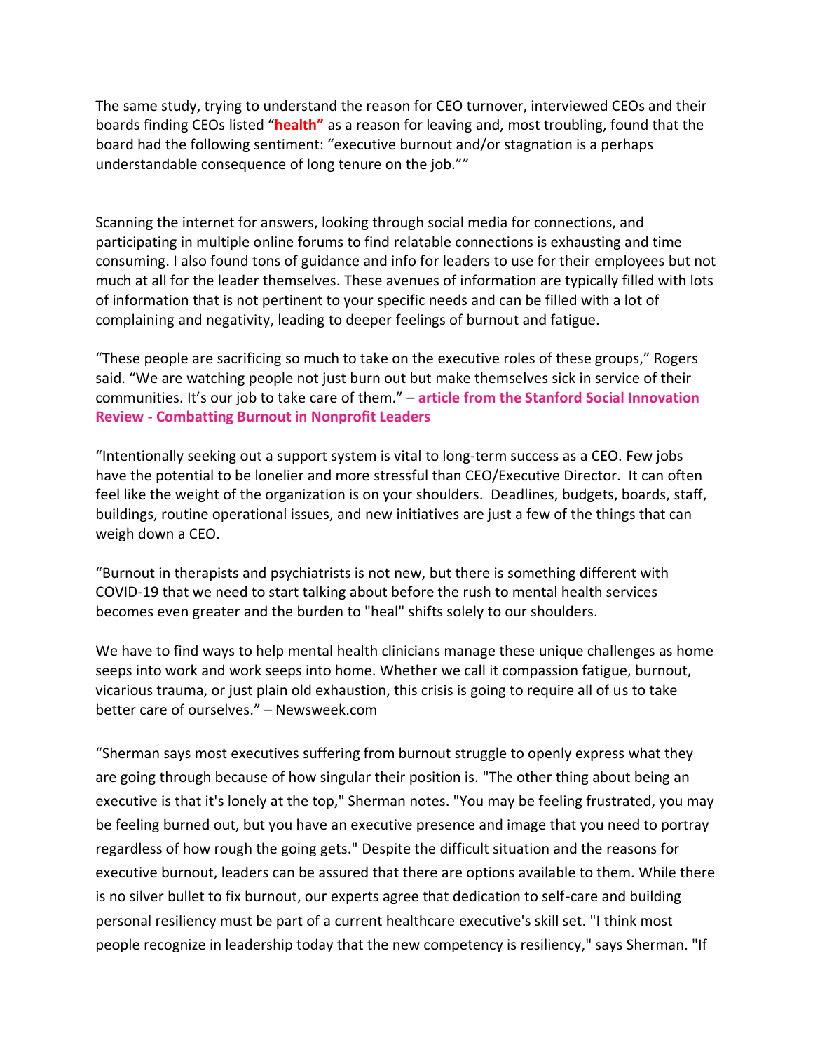The same study, trying to understand the reason for CEO turnover, interviewed CEOs and their boards finding CEOs listed "**health"** as a reason for leaving and, most troubling, found that the board had the following sentiment: "executive burnout and/or stagnation is a perhaps understandable consequence of long tenure on the job.""

Scanning the internet for answers, looking through social media for connections, and participating in multiple online forums to find relatable connections is exhausting and time consuming. I also found tons of guidance and info for leaders to use for their employees but not much at all for the leader themselves. These avenues of information are typically filled with lots of information that is not pertinent to your specific needs and can be filled with a lot of complaining and negativity, leading to deeper feelings of burnout and fatigue.

"These people are sacrificing so much to take on the executive roles of these groups," Rogers said. "We are watching people not just burn out but make themselves sick in service of their communities. It's our job to take care of them." – **article from the Stanford Social Innovation Review - Combatting Burnout in Nonprofit Leaders**

"Intentionally seeking out a support system is vital to long-term success as a CEO. Few jobs have the potential to be lonelier and more stressful than CEO/Executive Director. It can often feel like the weight of the organization is on your shoulders. Deadlines, budgets, boards, staff, buildings, routine operational issues, and new initiatives are just a few of the things that can weigh down a CEO.

"Burnout in therapists and psychiatrists is not new, but there is something different with COVID-19 that we need to start talking about before the rush to mental health services becomes even greater and the burden to "heal" shifts solely to our shoulders.

We have to find ways to help mental health clinicians manage these unique challenges as home seeps into work and work seeps into home. Whether we call it compassion fatigue, burnout, vicarious trauma, or just plain old exhaustion, this crisis is going to require all of us to take better care of ourselves." – Newsweek.com

"Sherman says most executives suffering from burnout struggle to openly express what they are going through because of how singular their position is. "The other thing about being an executive is that it's lonely at the top," Sherman notes. "You may be feeling frustrated, you may be feeling burned out, but you have an executive presence and image that you need to portray regardless of how rough the going gets." Despite the difficult situation and the reasons for executive burnout, leaders can be assured that there are options available to them. While there is no silver bullet to fix burnout, our experts agree that dedication to self-care and building personal resiliency must be part of a current healthcare executive's skill set. "I think most people recognize in leadership today that the new competency is resiliency," says Sherman. "If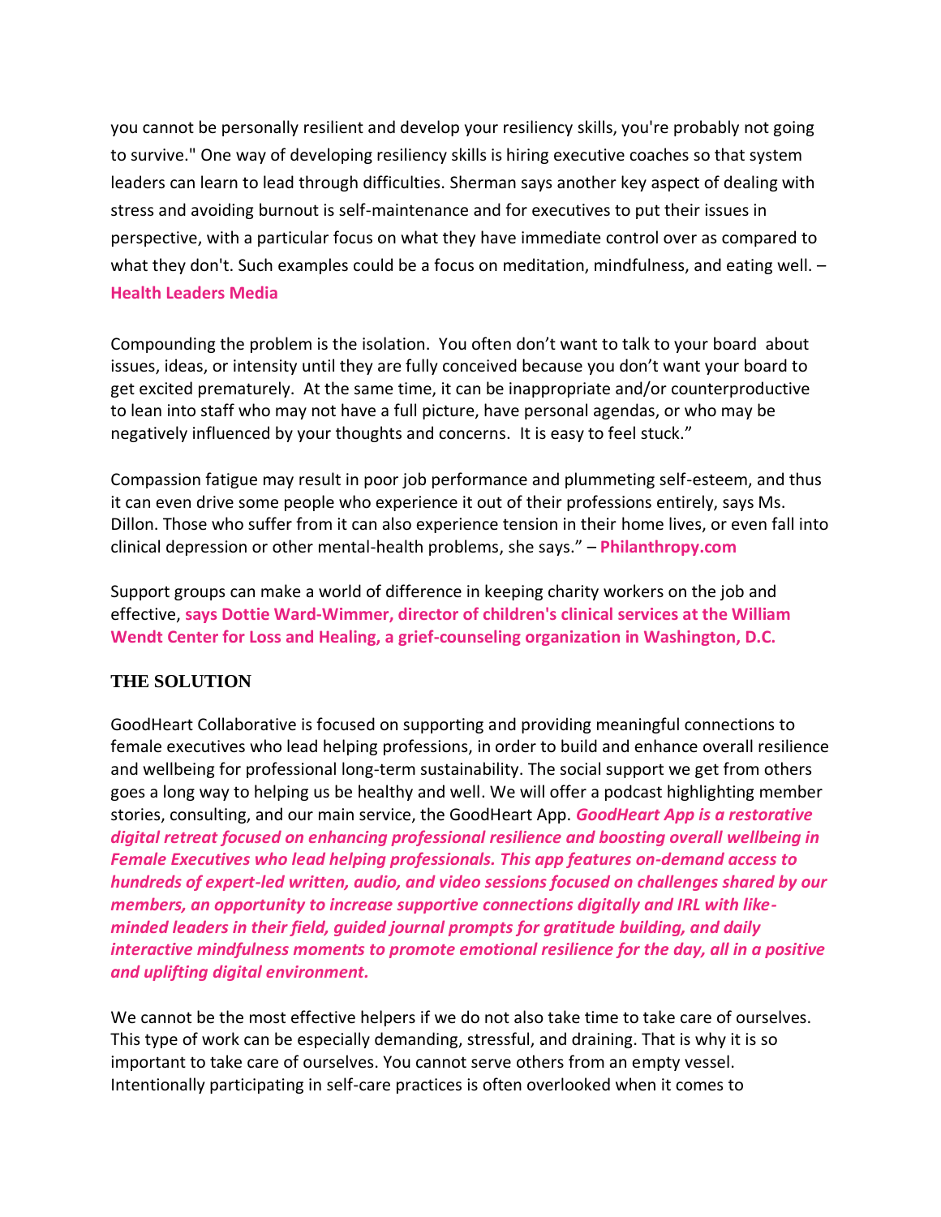you cannot be personally resilient and develop your resiliency skills, you're probably not going to survive." One way of developing resiliency skills is hiring executive coaches so that system leaders can learn to lead through difficulties. Sherman says another key aspect of dealing with stress and avoiding burnout is self-maintenance and for executives to put their issues in perspective, with a particular focus on what they have immediate control over as compared to what they don't. Such examples could be a focus on meditation, mindfulness, and eating well. – **Health Leaders Media**

Compounding the problem is the isolation. You often don't want to talk to your board about issues, ideas, or intensity until they are fully conceived because you don't want your board to get excited prematurely. At the same time, it can be inappropriate and/or counterproductive to lean into staff who may not have a full picture, have personal agendas, or who may be negatively influenced by your thoughts and concerns. It is easy to feel stuck."

Compassion fatigue may result in poor job performance and plummeting self-esteem, and thus it can even drive some people who experience it out of their professions entirely, says Ms. Dillon. Those who suffer from it can also experience tension in their home lives, or even fall into clinical depression or other mental-health problems, she says." – **Philanthropy.com**

Support groups can make a world of difference in keeping charity workers on the job and effective, **says Dottie Ward-Wimmer, director of children's clinical services at the William Wendt Center for Loss and Healing, a grief-counseling organization in Washington, D.C.**

## THE SOLUTION

GoodHeart Collaborative is focused on supporting and providing meaningful connections to female executives who lead helping professions, in order to build and enhance overall resilience and wellbeing for professional long-term sustainability. The social support we get from others goes a long way to helping us be healthy and well. We will offer a podcast highlighting member stories, consulting, and our main service, the GoodHeart App. ***GoodHeart App is a restorative digital retreat focused on enhancing professional resilience and boosting overall wellbeing in Female Executives who lead helping professionals. This app features on-demand access to hundreds of expert-led written, audio, and video sessions focused on challenges shared by our members, an opportunity to increase supportive connections digitally and IRL with like-minded leaders in their field, guided journal prompts for gratitude building, and daily interactive mindfulness moments to promote emotional resilience for the day, all in a positive and uplifting digital environment.***

We cannot be the most effective helpers if we do not also take time to take care of ourselves. This type of work can be especially demanding, stressful, and draining. That is why it is so important to take care of ourselves. You cannot serve others from an empty vessel. Intentionally participating in self-care practices is often overlooked when it comes to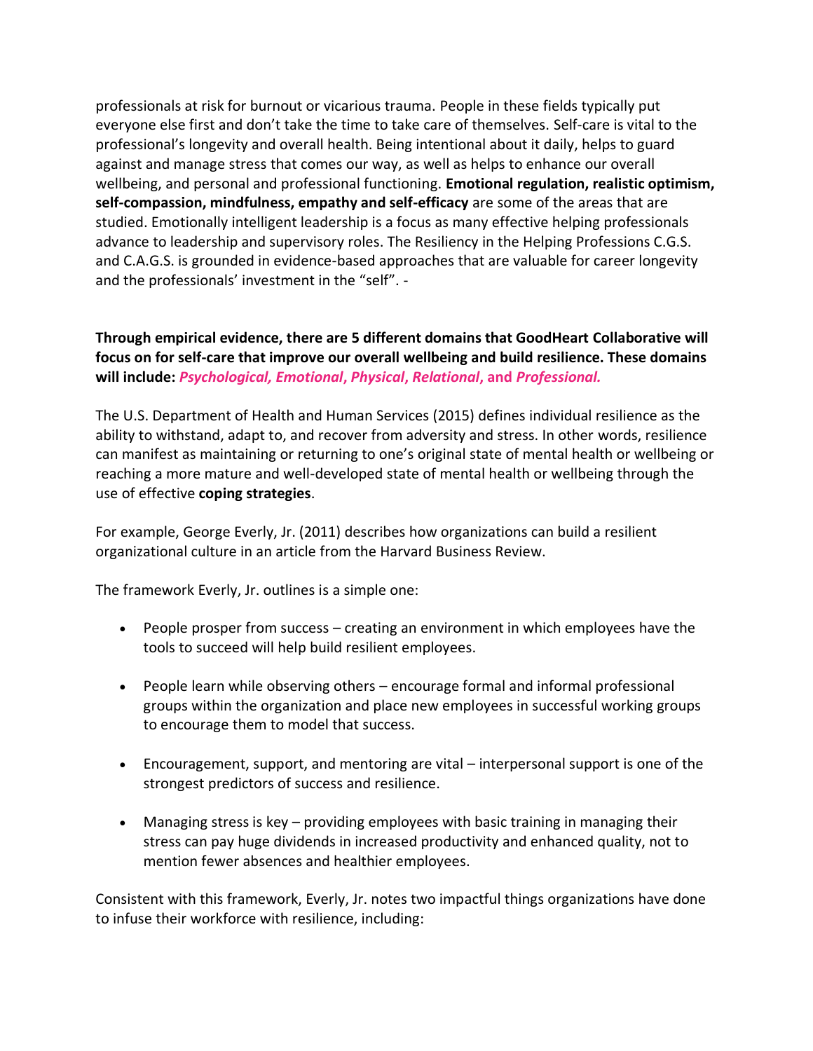professionals at risk for burnout or vicarious trauma. People in these fields typically put everyone else first and don't take the time to take care of themselves. Self-care is vital to the professional's longevity and overall health. Being intentional about it daily, helps to guard against and manage stress that comes our way, as well as helps to enhance our overall wellbeing, and personal and professional functioning. **Emotional regulation, realistic optimism, self-compassion, mindfulness, empathy and self-efficacy** are some of the areas that are studied. Emotionally intelligent leadership is a focus as many effective helping professionals advance to leadership and supervisory roles. The Resiliency in the Helping Professions C.G.S. and C.A.G.S. is grounded in evidence-based approaches that are valuable for career longevity and the professionals' investment in the "self". -

**Through empirical evidence, there are 5 different domains that GoodHeart Collaborative will focus on for self-care that improve our overall wellbeing and build resilience. These domains will include: *Psychological, Emotional*, *Physical*, *Relational*, and *Professional.***

The U.S. Department of Health and Human Services (2015) defines individual resilience as the ability to withstand, adapt to, and recover from adversity and stress. In other words, resilience can manifest as maintaining or returning to one's original state of mental health or wellbeing or reaching a more mature and well-developed state of mental health or wellbeing through the use of effective **coping strategies**.

For example, George Everly, Jr. (2011) describes how organizations can build a resilient organizational culture in an article from the Harvard Business Review.

The framework Everly, Jr. outlines is a simple one:

- People prosper from success – creating an environment in which employees have the tools to succeed will help build resilient employees.
- People learn while observing others – encourage formal and informal professional groups within the organization and place new employees in successful working groups to encourage them to model that success.
- Encouragement, support, and mentoring are vital – interpersonal support is one of the strongest predictors of success and resilience.
- Managing stress is key – providing employees with basic training in managing their stress can pay huge dividends in increased productivity and enhanced quality, not to mention fewer absences and healthier employees.

Consistent with this framework, Everly, Jr. notes two impactful things organizations have done to infuse their workforce with resilience, including: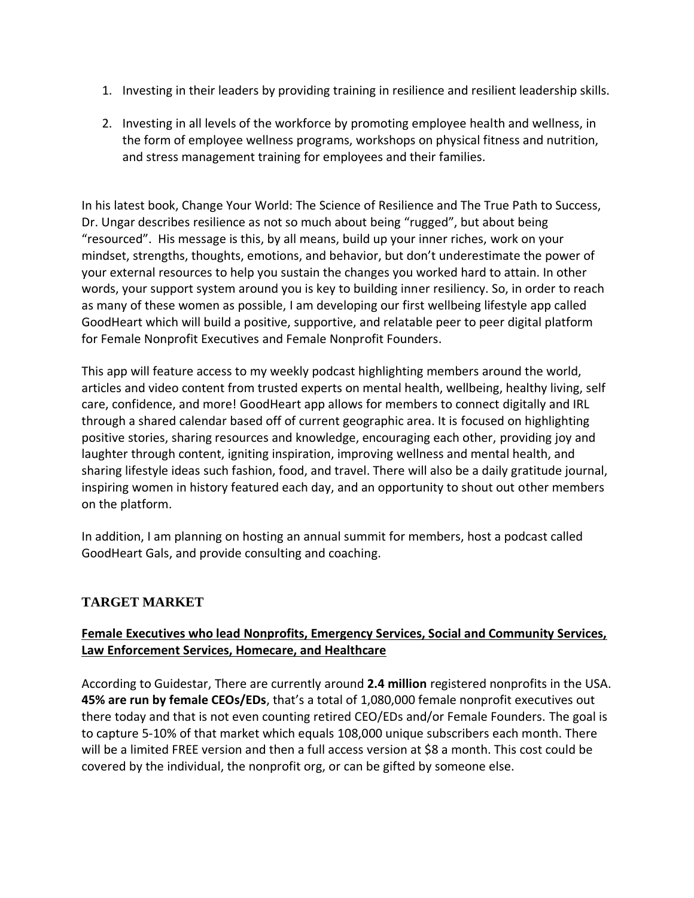1. Investing in their leaders by providing training in resilience and resilient leadership skills.

2. Investing in all levels of the workforce by promoting employee health and wellness, in the form of employee wellness programs, workshops on physical fitness and nutrition, and stress management training for employees and their families.

In his latest book, Change Your World: The Science of Resilience and The True Path to Success, Dr. Ungar describes resilience as not so much about being "rugged", but about being "resourced". His message is this, by all means, build up your inner riches, work on your mindset, strengths, thoughts, emotions, and behavior, but don't underestimate the power of your external resources to help you sustain the changes you worked hard to attain. In other words, your support system around you is key to building inner resiliency. So, in order to reach as many of these women as possible, I am developing our first wellbeing lifestyle app called GoodHeart which will build a positive, supportive, and relatable peer to peer digital platform for Female Nonprofit Executives and Female Nonprofit Founders.

This app will feature access to my weekly podcast highlighting members around the world, articles and video content from trusted experts on mental health, wellbeing, healthy living, self care, confidence, and more! GoodHeart app allows for members to connect digitally and IRL through a shared calendar based off of current geographic area. It is focused on highlighting positive stories, sharing resources and knowledge, encouraging each other, providing joy and laughter through content, igniting inspiration, improving wellness and mental health, and sharing lifestyle ideas such fashion, food, and travel. There will also be a daily gratitude journal, inspiring women in history featured each day, and an opportunity to shout out other members on the platform.

In addition, I am planning on hosting an annual summit for members, host a podcast called GoodHeart Gals, and provide consulting and coaching.

## TARGET MARKET

**<u>Female Executives who lead Nonprofits, Emergency Services, Social and Community Services, Law Enforcement Services, Homecare, and Healthcare</u>**

According to Guidestar, There are currently around **2.4 million** registered nonprofits in the USA. **45% are run by female CEOs/EDs**, that's a total of 1,080,000 female nonprofit executives out there today and that is not even counting retired CEO/EDs and/or Female Founders. The goal is to capture 5-10% of that market which equals 108,000 unique subscribers each month. There will be a limited FREE version and then a full access version at $8 a month. This cost could be covered by the individual, the nonprofit org, or can be gifted by someone else.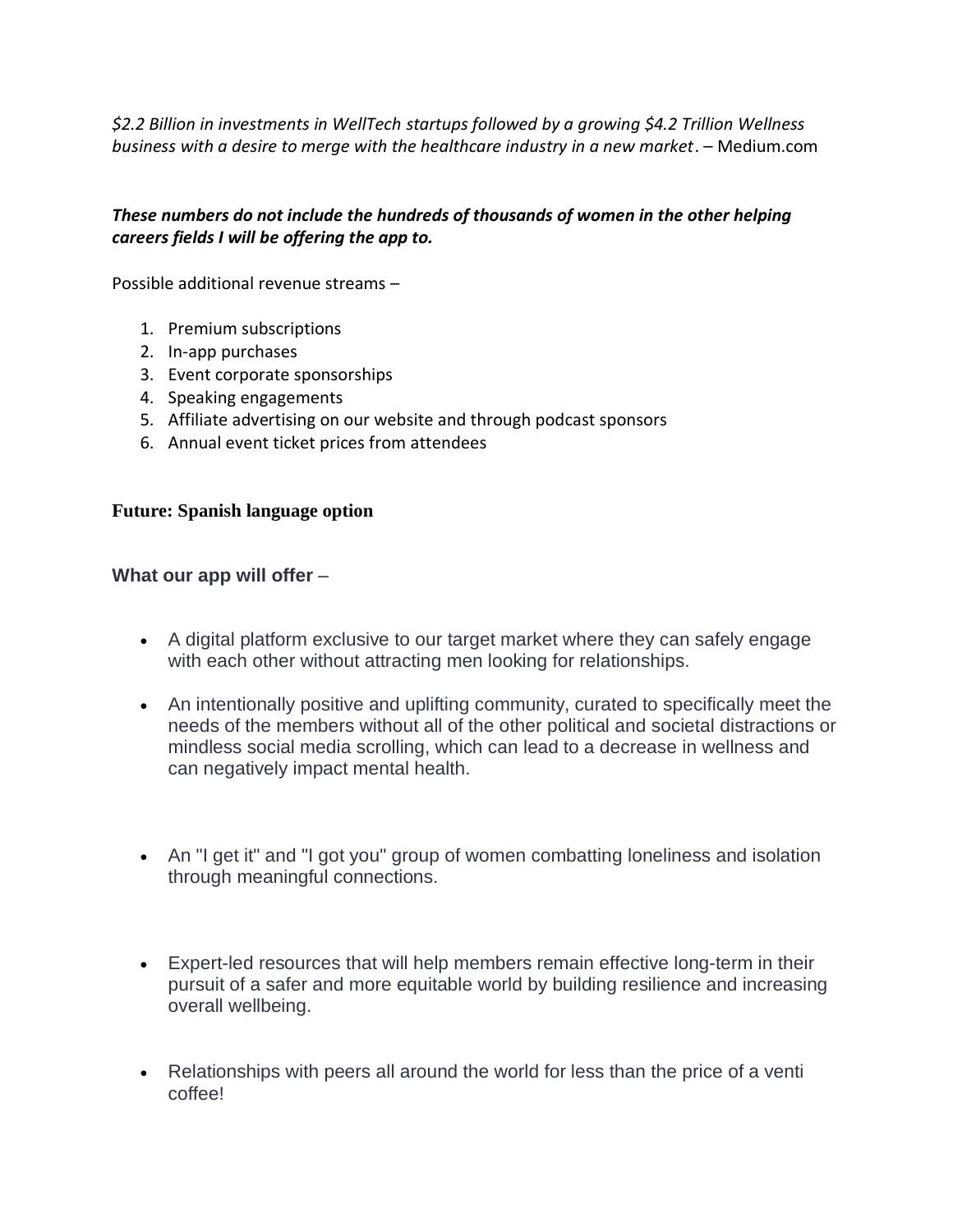*$2.2 Billion in investments in WellTech startups followed by a growing $4.2 Trillion Wellness business with a desire to merge with the healthcare industry in a new market*. – Medium.com

***These numbers do not include the hundreds of thousands of women in the other helping careers fields I will be offering the app to.***

Possible additional revenue streams –

1. Premium subscriptions
2. In-app purchases
3. Event corporate sponsorships
4. Speaking engagements
5. Affiliate advertising on our website and through podcast sponsors
6. Annual event ticket prices from attendees

**Future: Spanish language option**

**What our app will offer** –

- A digital platform exclusive to our target market where they can safely engage with each other without attracting men looking for relationships.
- An intentionally positive and uplifting community, curated to specifically meet the needs of the members without all of the other political and societal distractions or mindless social media scrolling, which can lead to a decrease in wellness and can negatively impact mental health.
- An "I get it" and "I got you" group of women combatting loneliness and isolation through meaningful connections.
- Expert-led resources that will help members remain effective long-term in their pursuit of a safer and more equitable world by building resilience and increasing overall wellbeing.
- Relationships with peers all around the world for less than the price of a venti coffee!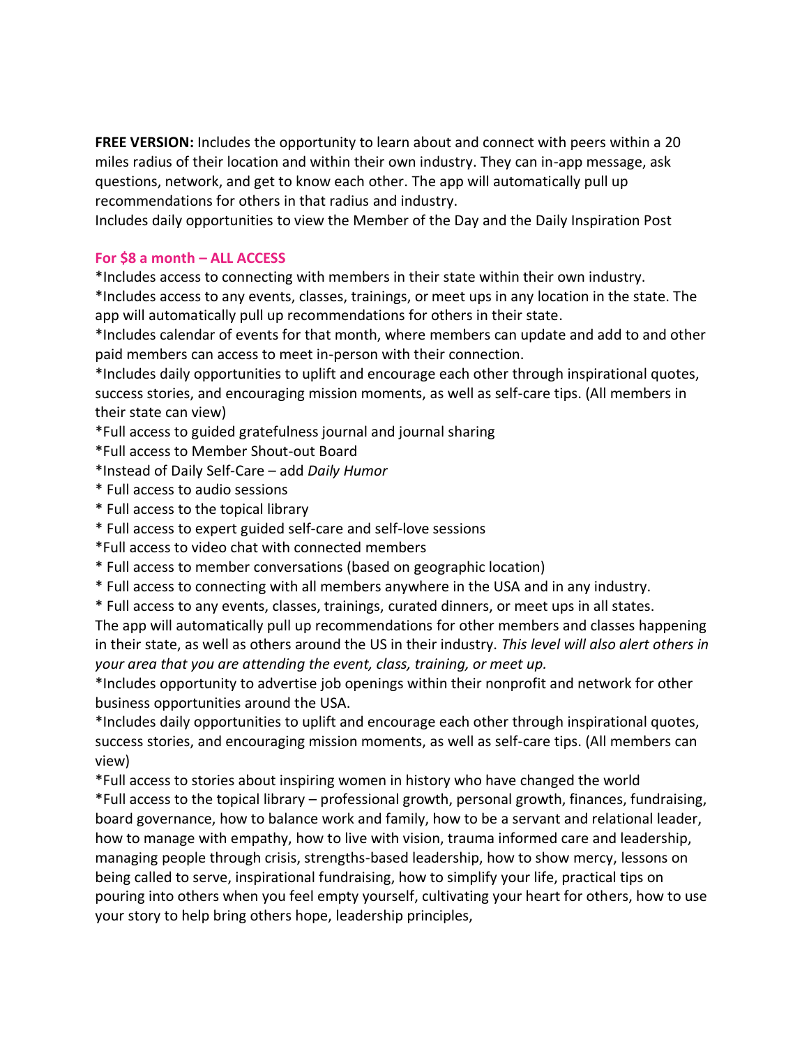**FREE VERSION:** Includes the opportunity to learn about and connect with peers within a 20 miles radius of their location and within their own industry. They can in-app message, ask questions, network, and get to know each other. The app will automatically pull up recommendations for others in that radius and industry.
Includes daily opportunities to view the Member of the Day and the Daily Inspiration Post

**For $8 a month – ALL ACCESS**

*Includes access to connecting with members in their state within their own industry.
*Includes access to any events, classes, trainings, or meet ups in any location in the state. The app will automatically pull up recommendations for others in their state.
*Includes calendar of events for that month, where members can update and add to and other paid members can access to meet in-person with their connection.
*Includes daily opportunities to uplift and encourage each other through inspirational quotes, success stories, and encouraging mission moments, as well as self-care tips. (All members in their state can view)
*Full access to guided gratefulness journal and journal sharing
*Full access to Member Shout-out Board
*Instead of Daily Self-Care – add *Daily Humor*
* Full access to audio sessions
* Full access to the topical library
* Full access to expert guided self-care and self-love sessions
*Full access to video chat with connected members
* Full access to member conversations (based on geographic location)
* Full access to connecting with all members anywhere in the USA and in any industry.
* Full access to any events, classes, trainings, curated dinners, or meet ups in all states.
The app will automatically pull up recommendations for other members and classes happening in their state, as well as others around the US in their industry. *This level will also alert others in your area that you are attending the event, class, training, or meet up.*
*Includes opportunity to advertise job openings within their nonprofit and network for other business opportunities around the USA.
*Includes daily opportunities to uplift and encourage each other through inspirational quotes, success stories, and encouraging mission moments, as well as self-care tips. (All members can view)
*Full access to stories about inspiring women in history who have changed the world
*Full access to the topical library – professional growth, personal growth, finances, fundraising, board governance, how to balance work and family, how to be a servant and relational leader, how to manage with empathy, how to live with vision, trauma informed care and leadership, managing people through crisis, strengths-based leadership, how to show mercy, lessons on being called to serve, inspirational fundraising, how to simplify your life, practical tips on pouring into others when you feel empty yourself, cultivating your heart for others, how to use your story to help bring others hope, leadership principles,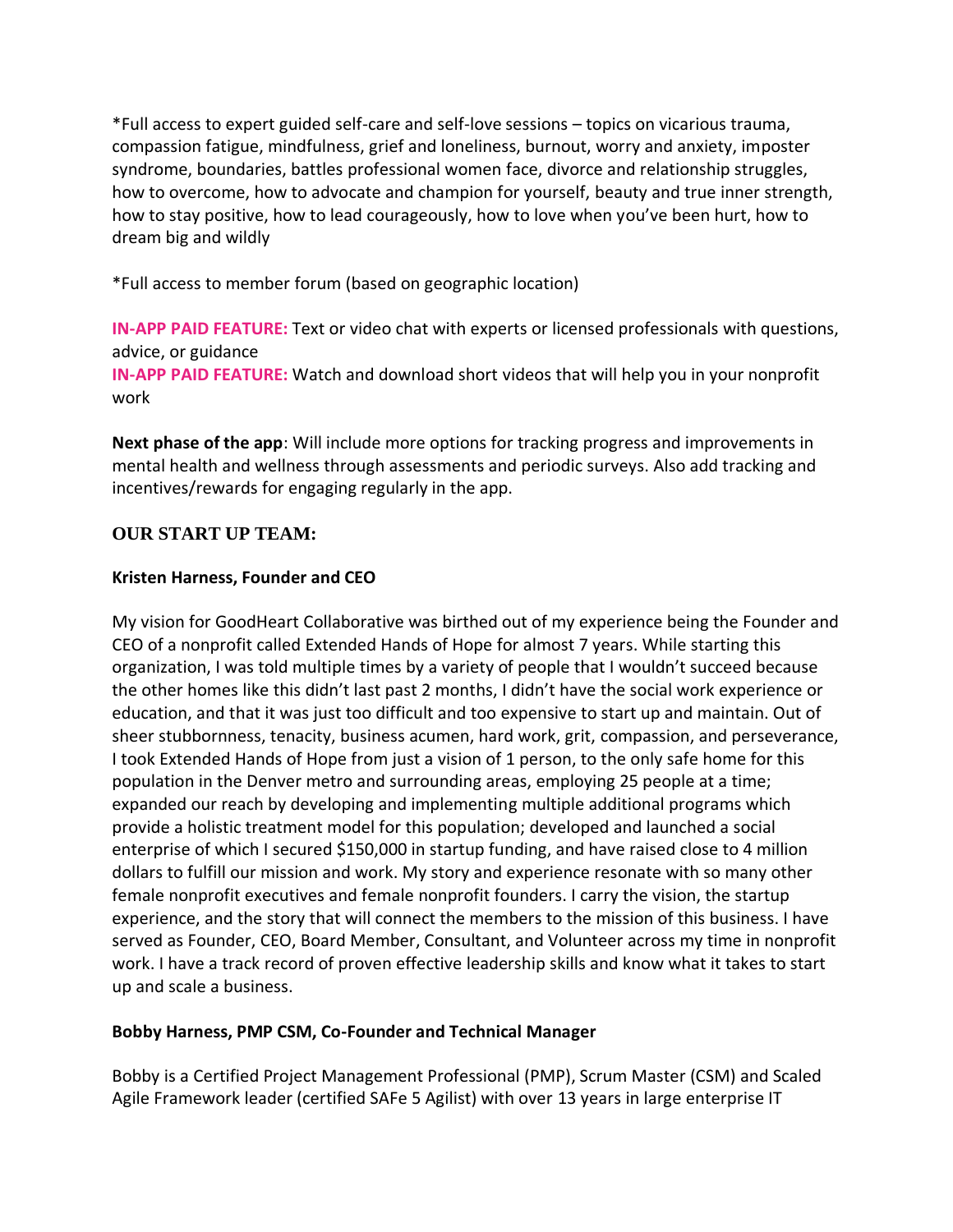*Full access to expert guided self-care and self-love sessions – topics on vicarious trauma, compassion fatigue, mindfulness, grief and loneliness, burnout, worry and anxiety, imposter syndrome, boundaries, battles professional women face, divorce and relationship struggles, how to overcome, how to advocate and champion for yourself, beauty and true inner strength, how to stay positive, how to lead courageously, how to love when you've been hurt, how to dream big and wildly

*Full access to member forum (based on geographic location)

**IN-APP PAID FEATURE:** Text or video chat with experts or licensed professionals with questions, advice, or guidance
**IN-APP PAID FEATURE:** Watch and download short videos that will help you in your nonprofit work

**Next phase of the app**: Will include more options for tracking progress and improvements in mental health and wellness through assessments and periodic surveys. Also add tracking and incentives/rewards for engaging regularly in the app.

## OUR START UP TEAM:

**Kristen Harness, Founder and CEO**

My vision for GoodHeart Collaborative was birthed out of my experience being the Founder and CEO of a nonprofit called Extended Hands of Hope for almost 7 years. While starting this organization, I was told multiple times by a variety of people that I wouldn't succeed because the other homes like this didn't last past 2 months, I didn't have the social work experience or education, and that it was just too difficult and too expensive to start up and maintain. Out of sheer stubbornness, tenacity, business acumen, hard work, grit, compassion, and perseverance, I took Extended Hands of Hope from just a vision of 1 person, to the only safe home for this population in the Denver metro and surrounding areas, employing 25 people at a time; expanded our reach by developing and implementing multiple additional programs which provide a holistic treatment model for this population; developed and launched a social enterprise of which I secured $150,000 in startup funding, and have raised close to 4 million dollars to fulfill our mission and work. My story and experience resonate with so many other female nonprofit executives and female nonprofit founders. I carry the vision, the startup experience, and the story that will connect the members to the mission of this business. I have served as Founder, CEO, Board Member, Consultant, and Volunteer across my time in nonprofit work. I have a track record of proven effective leadership skills and know what it takes to start up and scale a business.

**Bobby Harness, PMP CSM, Co-Founder and Technical Manager**

Bobby is a Certified Project Management Professional (PMP), Scrum Master (CSM) and Scaled Agile Framework leader (certified SAFe 5 Agilist) with over 13 years in large enterprise IT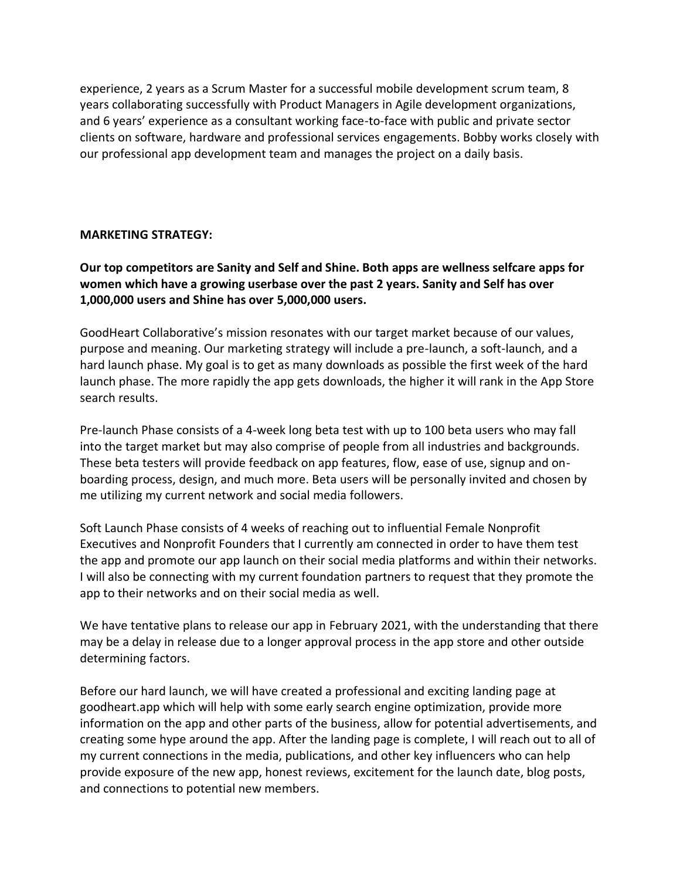experience, 2 years as a Scrum Master for a successful mobile development scrum team, 8 years collaborating successfully with Product Managers in Agile development organizations, and 6 years' experience as a consultant working face-to-face with public and private sector clients on software, hardware and professional services engagements. Bobby works closely with our professional app development team and manages the project on a daily basis.

**MARKETING STRATEGY:**

**Our top competitors are Sanity and Self and Shine. Both apps are wellness selfcare apps for women which have a growing userbase over the past 2 years. Sanity and Self has over 1,000,000 users and Shine has over 5,000,000 users.**

GoodHeart Collaborative's mission resonates with our target market because of our values, purpose and meaning. Our marketing strategy will include a pre-launch, a soft-launch, and a hard launch phase. My goal is to get as many downloads as possible the first week of the hard launch phase. The more rapidly the app gets downloads, the higher it will rank in the App Store search results.

Pre-launch Phase consists of a 4-week long beta test with up to 100 beta users who may fall into the target market but may also comprise of people from all industries and backgrounds. These beta testers will provide feedback on app features, flow, ease of use, signup and on-boarding process, design, and much more. Beta users will be personally invited and chosen by me utilizing my current network and social media followers.

Soft Launch Phase consists of 4 weeks of reaching out to influential Female Nonprofit Executives and Nonprofit Founders that I currently am connected in order to have them test the app and promote our app launch on their social media platforms and within their networks. I will also be connecting with my current foundation partners to request that they promote the app to their networks and on their social media as well.

We have tentative plans to release our app in February 2021, with the understanding that there may be a delay in release due to a longer approval process in the app store and other outside determining factors.

Before our hard launch, we will have created a professional and exciting landing page at goodheart.app which will help with some early search engine optimization, provide more information on the app and other parts of the business, allow for potential advertisements, and creating some hype around the app. After the landing page is complete, I will reach out to all of my current connections in the media, publications, and other key influencers who can help provide exposure of the new app, honest reviews, excitement for the launch date, blog posts, and connections to potential new members.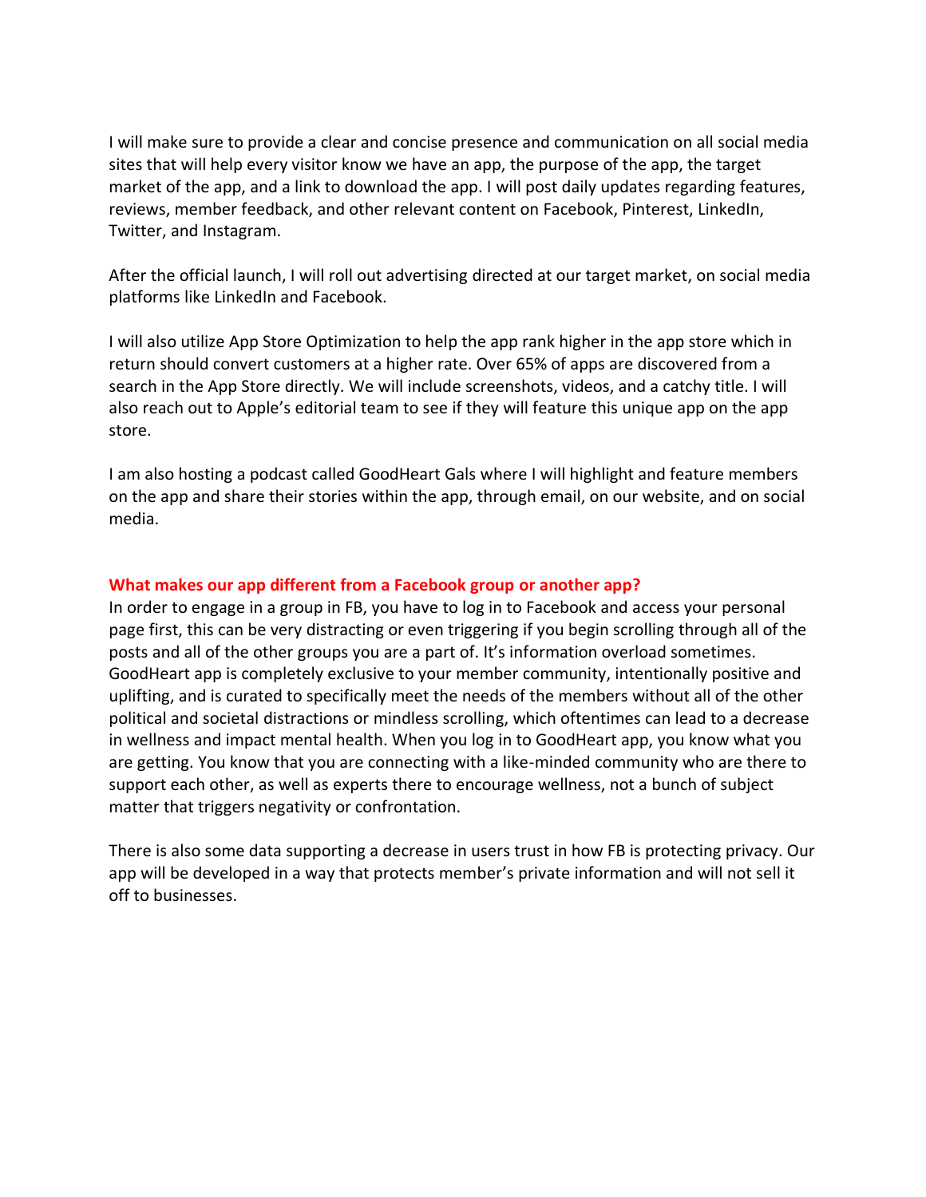I will make sure to provide a clear and concise presence and communication on all social media sites that will help every visitor know we have an app, the purpose of the app, the target market of the app, and a link to download the app. I will post daily updates regarding features, reviews, member feedback, and other relevant content on Facebook, Pinterest, LinkedIn, Twitter, and Instagram.

After the official launch, I will roll out advertising directed at our target market, on social media platforms like LinkedIn and Facebook.

I will also utilize App Store Optimization to help the app rank higher in the app store which in return should convert customers at a higher rate. Over 65% of apps are discovered from a search in the App Store directly. We will include screenshots, videos, and a catchy title. I will also reach out to Apple's editorial team to see if they will feature this unique app on the app store.

I am also hosting a podcast called GoodHeart Gals where I will highlight and feature members on the app and share their stories within the app, through email, on our website, and on social media.

### What makes our app different from a Facebook group or another app?

In order to engage in a group in FB, you have to log in to Facebook and access your personal page first, this can be very distracting or even triggering if you begin scrolling through all of the posts and all of the other groups you are a part of. It's information overload sometimes. GoodHeart app is completely exclusive to your member community, intentionally positive and uplifting, and is curated to specifically meet the needs of the members without all of the other political and societal distractions or mindless scrolling, which oftentimes can lead to a decrease in wellness and impact mental health. When you log in to GoodHeart app, you know what you are getting. You know that you are connecting with a like-minded community who are there to support each other, as well as experts there to encourage wellness, not a bunch of subject matter that triggers negativity or confrontation.

There is also some data supporting a decrease in users trust in how FB is protecting privacy. Our app will be developed in a way that protects member's private information and will not sell it off to businesses.